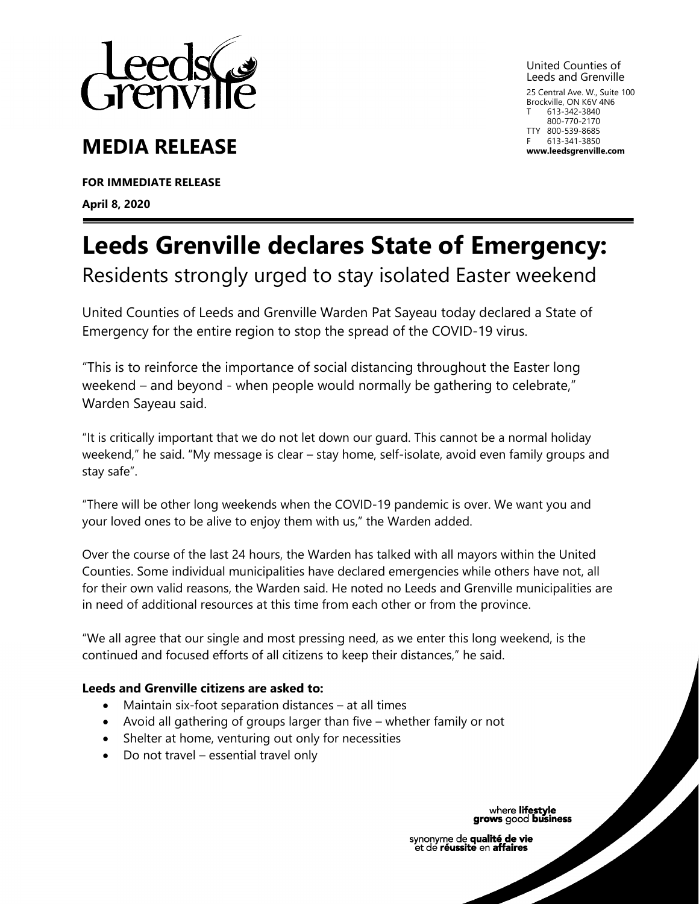United Counties of Leeds and Grenville

25 Central Ave. W., Suite 100
Brockville, ON K6V 4N6
T 613-342-3840
800-770-2170
TTY 800-539-8685
F 613-341-3850
**www.leedsgrenville.com**

## MEDIA RELEASE

**FOR IMMEDIATE RELEASE**

**April 8, 2020**

# Leeds Grenville declares State of Emergency:

Residents strongly urged to stay isolated Easter weekend

United Counties of Leeds and Grenville Warden Pat Sayeau today declared a State of Emergency for the entire region to stop the spread of the COVID-19 virus.

"This is to reinforce the importance of social distancing throughout the Easter long weekend – and beyond - when people would normally be gathering to celebrate," Warden Sayeau said.

"It is critically important that we do not let down our guard. This cannot be a normal holiday weekend," he said. "My message is clear – stay home, self-isolate, avoid even family groups and stay safe".

"There will be other long weekends when the COVID-19 pandemic is over. We want you and your loved ones to be alive to enjoy them with us," the Warden added.

Over the course of the last 24 hours, the Warden has talked with all mayors within the United Counties. Some individual municipalities have declared emergencies while others have not, all for their own valid reasons, the Warden said. He noted no Leeds and Grenville municipalities are in need of additional resources at this time from each other or from the province.

"We all agree that our single and most pressing need, as we enter this long weekend, is the continued and focused efforts of all citizens to keep their distances," he said.

**Leeds and Grenville citizens are asked to:**

- Maintain six-foot separation distances – at all times
- Avoid all gathering of groups larger than five – whether family or not
- Shelter at home, venturing out only for necessities
- Do not travel – essential travel only

where **lifestyle grows** good **business**

synonyme de **qualité de vie** et de **réussite** en **affaires**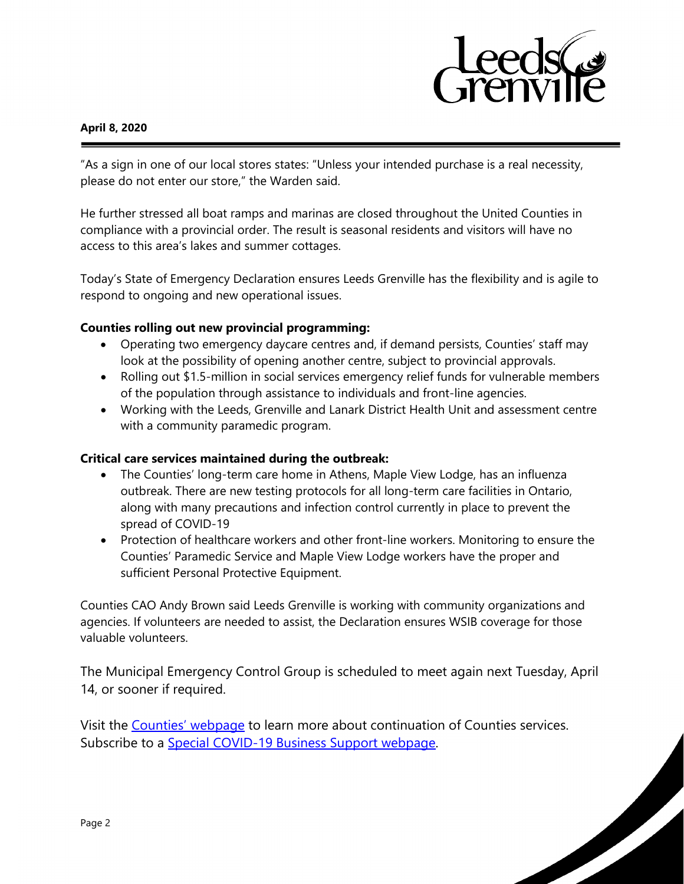**April 8, 2020**

"As a sign in one of our local stores states: "Unless your intended purchase is a real necessity, please do not enter our store," the Warden said.

He further stressed all boat ramps and marinas are closed throughout the United Counties in compliance with a provincial order. The result is seasonal residents and visitors will have no access to this area's lakes and summer cottages.

Today's State of Emergency Declaration ensures Leeds Grenville has the flexibility and is agile to respond to ongoing and new operational issues.

**Counties rolling out new provincial programming:**

- Operating two emergency daycare centres and, if demand persists, Counties' staff may look at the possibility of opening another centre, subject to provincial approvals.
- Rolling out $1.5-million in social services emergency relief funds for vulnerable members of the population through assistance to individuals and front-line agencies.
- Working with the Leeds, Grenville and Lanark District Health Unit and assessment centre with a community paramedic program.

**Critical care services maintained during the outbreak:**

- The Counties' long-term care home in Athens, Maple View Lodge, has an influenza outbreak. There are new testing protocols for all long-term care facilities in Ontario, along with many precautions and infection control currently in place to prevent the spread of COVID-19
- Protection of healthcare workers and other front-line workers. Monitoring to ensure the Counties' Paramedic Service and Maple View Lodge workers have the proper and sufficient Personal Protective Equipment.

Counties CAO Andy Brown said Leeds Grenville is working with community organizations and agencies. If volunteers are needed to assist, the Declaration ensures WSIB coverage for those valuable volunteers.

The Municipal Emergency Control Group is scheduled to meet again next Tuesday, April 14, or sooner if required.

Visit the [Counties' webpage] to learn more about continuation of Counties services. Subscribe to a [Special COVID-19 Business Support webpage].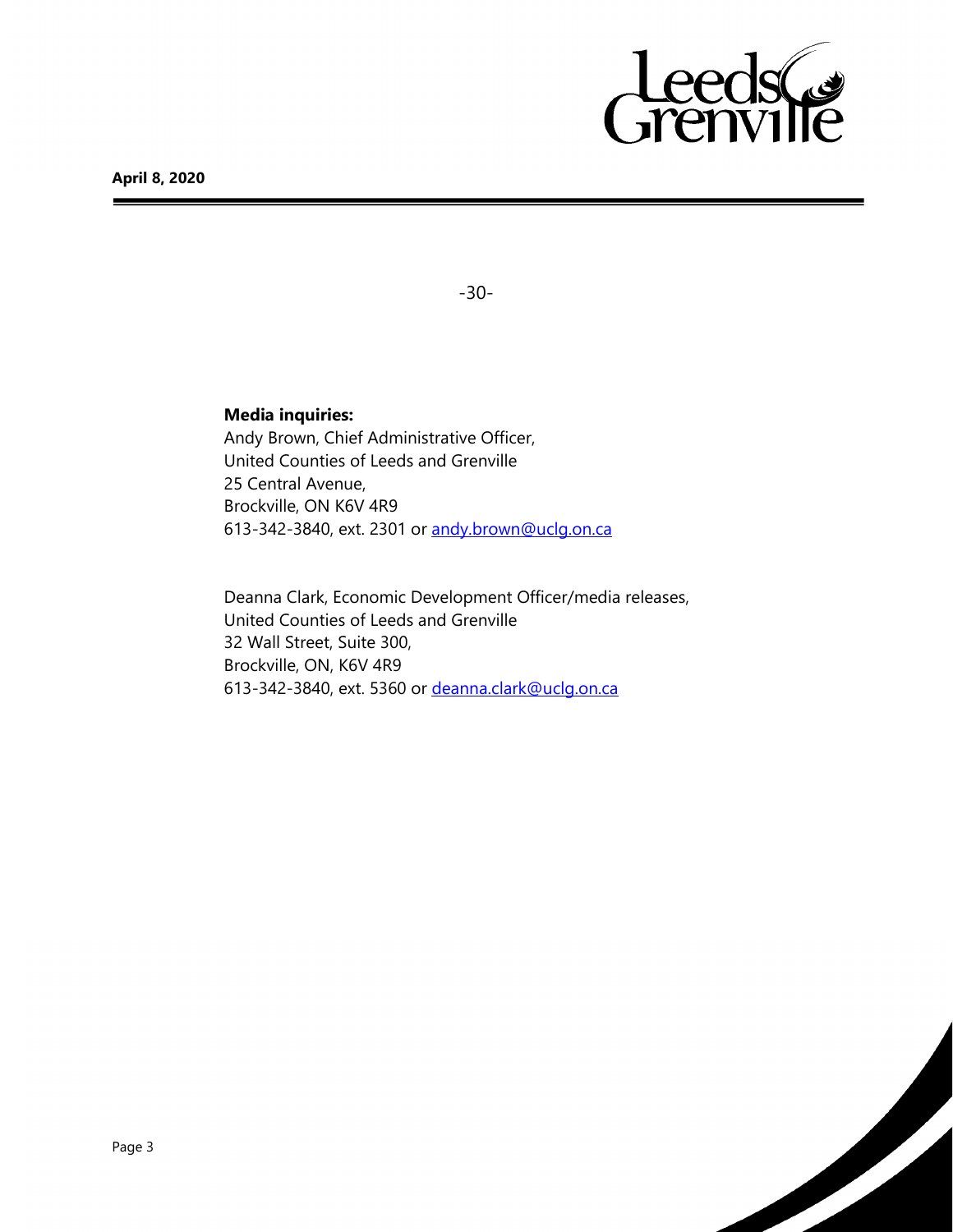-30-

**Media inquiries:**
Andy Brown, Chief Administrative Officer,
United Counties of Leeds and Grenville
25 Central Avenue,
Brockville, ON K6V 4R9
613-342-3840, ext. 2301 or andy.brown@uclg.on.ca

Deanna Clark, Economic Development Officer/media releases,
United Counties of Leeds and Grenville
32 Wall Street, Suite 300,
Brockville, ON, K6V 4R9
613-342-3840, ext. 5360 or deanna.clark@uclg.on.ca